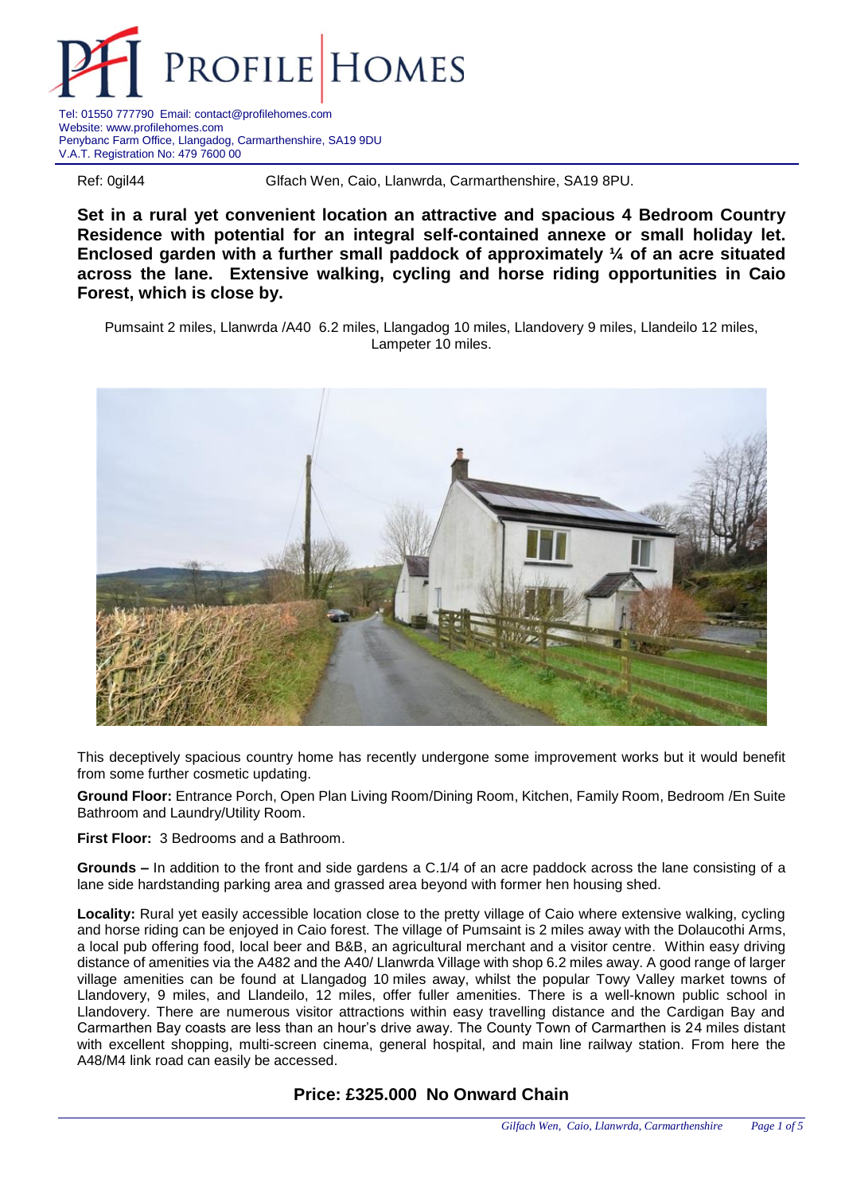# PROFILE HOMES

Tel: 01550 777790 Email: contact@profilehomes.com
Website: www.profilehomes.com
Penybanc Farm Office, Llangadog, Carmarthenshire, SA19 9DU
V.A.T. Registration No: 479 7600 00

Ref: 0gil44 Glfach Wen, Caio, Llanwrda, Carmarthenshire, SA19 8PU.

**Set in a rural yet convenient location an attractive and spacious 4 Bedroom Country Residence with potential for an integral self-contained annexe or small holiday let. Enclosed garden with a further small paddock of approximately ¼ of an acre situated across the lane. Extensive walking, cycling and horse riding opportunities in Caio Forest, which is close by.**

Pumsaint 2 miles, Llanwrda /A40 6.2 miles, Llangadog 10 miles, Llandovery 9 miles, Llandeilo 12 miles, Lampeter 10 miles.

This deceptively spacious country home has recently undergone some improvement works but it would benefit from some further cosmetic updating.

**Ground Floor:** Entrance Porch, Open Plan Living Room/Dining Room, Kitchen, Family Room, Bedroom /En Suite Bathroom and Laundry/Utility Room.

**First Floor:** 3 Bedrooms and a Bathroom.

**Grounds –** In addition to the front and side gardens a C.1/4 of an acre paddock across the lane consisting of a lane side hardstanding parking area and grassed area beyond with former hen housing shed.

**Locality:** Rural yet easily accessible location close to the pretty village of Caio where extensive walking, cycling and horse riding can be enjoyed in Caio forest. The village of Pumsaint is 2 miles away with the Dolaucothi Arms, a local pub offering food, local beer and B&B, an agricultural merchant and a visitor centre. Within easy driving distance of amenities via the A482 and the A40/ Llanwrda Village with shop 6.2 miles away. A good range of larger village amenities can be found at Llangadog 10 miles away, whilst the popular Towy Valley market towns of Llandovery, 9 miles, and Llandeilo, 12 miles, offer fuller amenities. There is a well-known public school in Llandovery. There are numerous visitor attractions within easy travelling distance and the Cardigan Bay and Carmarthen Bay coasts are less than an hour's drive away. The County Town of Carmarthen is 24 miles distant with excellent shopping, multi-screen cinema, general hospital, and main line railway station. From here the A48/M4 link road can easily be accessed.

## Price: £325.000 No Onward Chain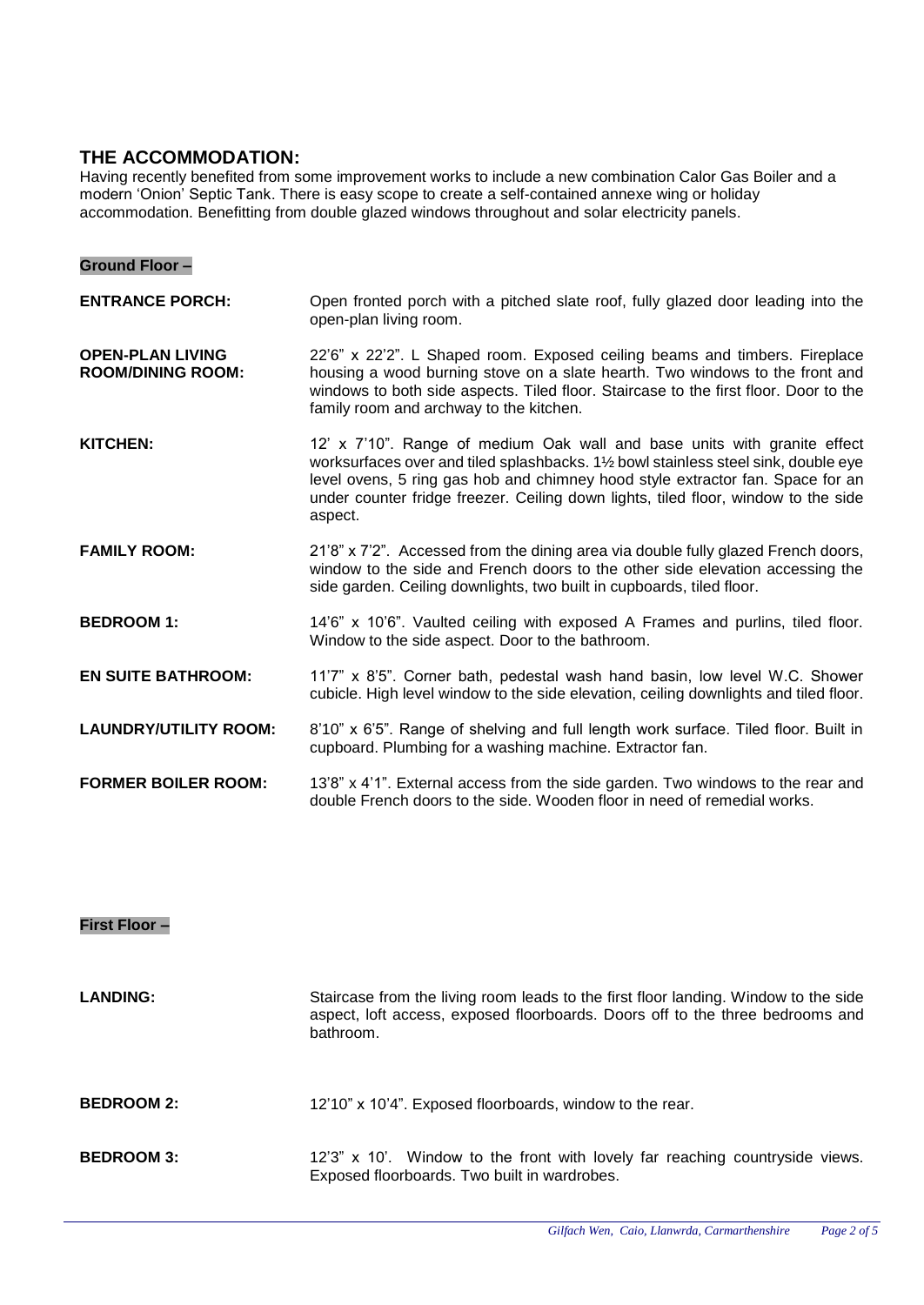## THE ACCOMMODATION:

Having recently benefited from some improvement works to include a new combination Calor Gas Boiler and a modern 'Onion' Septic Tank. There is easy scope to create a self-contained annexe wing or holiday accommodation. Benefitting from double glazed windows throughout and solar electricity panels.

### Ground Floor –

**ENTRANCE PORCH:** Open fronted porch with a pitched slate roof, fully glazed door leading into the open-plan living room.

**OPEN-PLAN LIVING ROOM/DINING ROOM:** 22'6" x 22'2". L Shaped room. Exposed ceiling beams and timbers. Fireplace housing a wood burning stove on a slate hearth. Two windows to the front and windows to both side aspects. Tiled floor. Staircase to the first floor. Door to the family room and archway to the kitchen.

**KITCHEN:** 12' x 7'10". Range of medium Oak wall and base units with granite effect worksurfaces over and tiled splashbacks. 1½ bowl stainless steel sink, double eye level ovens, 5 ring gas hob and chimney hood style extractor fan. Space for an under counter fridge freezer. Ceiling down lights, tiled floor, window to the side aspect.

**FAMILY ROOM:** 21'8" x 7'2". Accessed from the dining area via double fully glazed French doors, window to the side and French doors to the other side elevation accessing the side garden. Ceiling downlights, two built in cupboards, tiled floor.

**BEDROOM 1:** 14'6" x 10'6". Vaulted ceiling with exposed A Frames and purlins, tiled floor. Window to the side aspect. Door to the bathroom.

**EN SUITE BATHROOM:** 11'7" x 8'5". Corner bath, pedestal wash hand basin, low level W.C. Shower cubicle. High level window to the side elevation, ceiling downlights and tiled floor.

**LAUNDRY/UTILITY ROOM:** 8'10" x 6'5". Range of shelving and full length work surface. Tiled floor. Built in cupboard. Plumbing for a washing machine. Extractor fan.

**FORMER BOILER ROOM:** 13'8" x 4'1". External access from the side garden. Two windows to the rear and double French doors to the side. Wooden floor in need of remedial works.

### First Floor –

**LANDING:** Staircase from the living room leads to the first floor landing. Window to the side aspect, loft access, exposed floorboards. Doors off to the three bedrooms and bathroom.

**BEDROOM 2:** 12'10" x 10'4". Exposed floorboards, window to the rear.

**BEDROOM 3:** 12'3" x 10'. Window to the front with lovely far reaching countryside views. Exposed floorboards. Two built in wardrobes.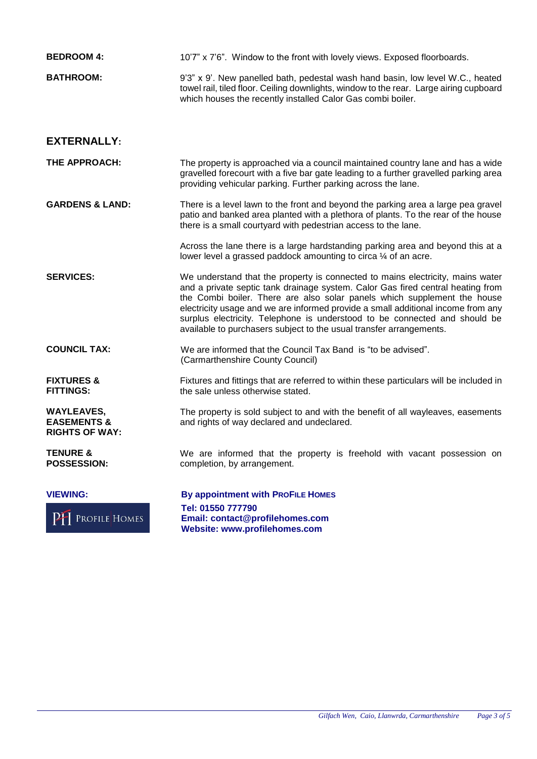**BEDROOM 4:** 10'7" x 7'6". Window to the front with lovely views. Exposed floorboards.

**BATHROOM:** 9'3" x 9'. New panelled bath, pedestal wash hand basin, low level W.C., heated towel rail, tiled floor. Ceiling downlights, window to the rear. Large airing cupboard which houses the recently installed Calor Gas combi boiler.

## EXTERNALLY:

**THE APPROACH:** The property is approached via a council maintained country lane and has a wide gravelled forecourt with a five bar gate leading to a further gravelled parking area providing vehicular parking. Further parking across the lane.

**GARDENS & LAND:** There is a level lawn to the front and beyond the parking area a large pea gravel patio and banked area planted with a plethora of plants. To the rear of the house there is a small courtyard with pedestrian access to the lane.

Across the lane there is a large hardstanding parking area and beyond this at a lower level a grassed paddock amounting to circa ¼ of an acre.

**SERVICES:** We understand that the property is connected to mains electricity, mains water and a private septic tank drainage system. Calor Gas fired central heating from the Combi boiler. There are also solar panels which supplement the house electricity usage and we are informed provide a small additional income from any surplus electricity. Telephone is understood to be connected and should be available to purchasers subject to the usual transfer arrangements.

**COUNCIL TAX:** We are informed that the Council Tax Band is "to be advised". (Carmarthenshire County Council)

**FIXTURES & FITTINGS:** Fixtures and fittings that are referred to within these particulars will be included in the sale unless otherwise stated.

**WAYLEAVES, EASEMENTS & RIGHTS OF WAY:** The property is sold subject to and with the benefit of all wayleaves, easements and rights of way declared and undeclared.

**TENURE & POSSESSION:** We are informed that the property is freehold with vacant possession on completion, by arrangement.

**VIEWING:** **By appointment with PROFILE HOMES**

PH PROFILE HOMES

**Tel: 01550 777790**
**Email: contact@profilehomes.com**
**Website: www.profilehomes.com**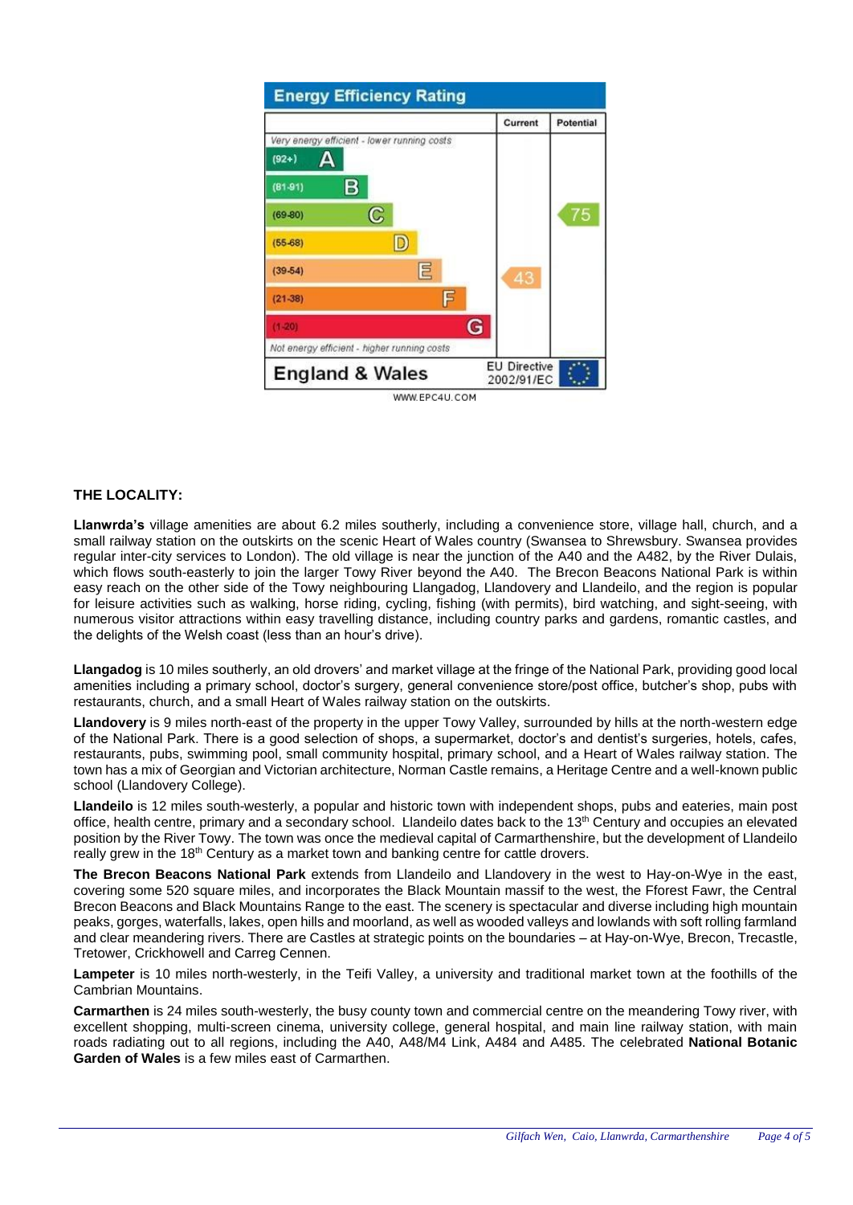## Energy Efficiency Rating

| | Current | Potential |
|---|---|---|
| *Very energy efficient - lower running costs* | | |
| (92+) A | | |
| (81-91) B | | |
| (69-80) C | | 75 |
| (55-68) D | | |
| (39-54) E | 43 | |
| (21-38) F | | |
| (1-20) G | | |
| *Not energy efficient - higher running costs* | | |
| **England & Wales** | EU Directive 2002/91/EC | |

WWW.EPC4U.COM

## THE LOCALITY:

**Llanwrda's** village amenities are about 6.2 miles southerly, including a convenience store, village hall, church, and a small railway station on the outskirts on the scenic Heart of Wales country (Swansea to Shrewsbury. Swansea provides regular inter-city services to London). The old village is near the junction of the A40 and the A482, by the River Dulais, which flows south-easterly to join the larger Towy River beyond the A40. The Brecon Beacons National Park is within easy reach on the other side of the Towy neighbouring Llangadog, Llandovery and Llandeilo, and the region is popular for leisure activities such as walking, horse riding, cycling, fishing (with permits), bird watching, and sight-seeing, with numerous visitor attractions within easy travelling distance, including country parks and gardens, romantic castles, and the delights of the Welsh coast (less than an hour's drive).

**Llangadog** is 10 miles southerly, an old drovers' and market village at the fringe of the National Park, providing good local amenities including a primary school, doctor's surgery, general convenience store/post office, butcher's shop, pubs with restaurants, church, and a small Heart of Wales railway station on the outskirts.

**Llandovery** is 9 miles north-east of the property in the upper Towy Valley, surrounded by hills at the north-western edge of the National Park. There is a good selection of shops, a supermarket, doctor's and dentist's surgeries, hotels, cafes, restaurants, pubs, swimming pool, small community hospital, primary school, and a Heart of Wales railway station. The town has a mix of Georgian and Victorian architecture, Norman Castle remains, a Heritage Centre and a well-known public school (Llandovery College).

**Llandeilo** is 12 miles south-westerly, a popular and historic town with independent shops, pubs and eateries, main post office, health centre, primary and a secondary school. Llandeilo dates back to the 13th Century and occupies an elevated position by the River Towy. The town was once the medieval capital of Carmarthenshire, but the development of Llandeilo really grew in the 18th Century as a market town and banking centre for cattle drovers.

**The Brecon Beacons National Park** extends from Llandeilo and Llandovery in the west to Hay-on-Wye in the east, covering some 520 square miles, and incorporates the Black Mountain massif to the west, the Fforest Fawr, the Central Brecon Beacons and Black Mountains Range to the east. The scenery is spectacular and diverse including high mountain peaks, gorges, waterfalls, lakes, open hills and moorland, as well as wooded valleys and lowlands with soft rolling farmland and clear meandering rivers. There are Castles at strategic points on the boundaries – at Hay-on-Wye, Brecon, Trecastle, Tretower, Crickhowell and Carreg Cennen.

**Lampeter** is 10 miles north-westerly, in the Teifi Valley, a university and traditional market town at the foothills of the Cambrian Mountains.

**Carmarthen** is 24 miles south-westerly, the busy county town and commercial centre on the meandering Towy river, with excellent shopping, multi-screen cinema, university college, general hospital, and main line railway station, with main roads radiating out to all regions, including the A40, A48/M4 Link, A484 and A485. The celebrated **National Botanic Garden of Wales** is a few miles east of Carmarthen.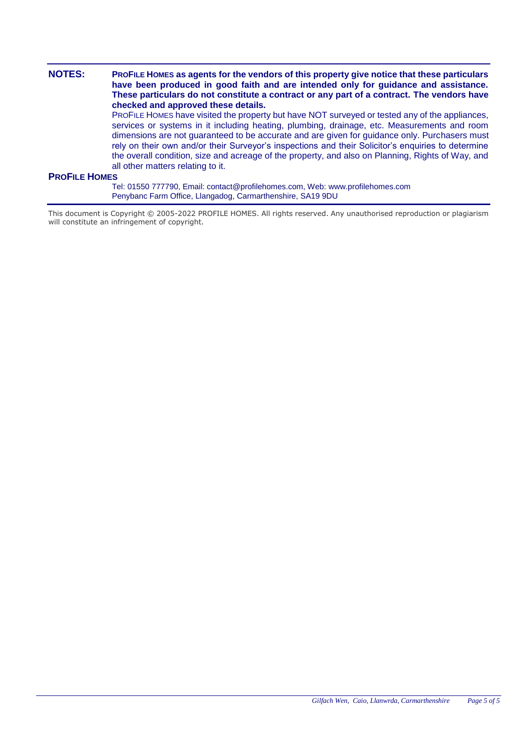**NOTES:** **PROFILE HOMES as agents for the vendors of this property give notice that these particulars have been produced in good faith and are intended only for guidance and assistance. These particulars do not constitute a contract or any part of a contract. The vendors have checked and approved these details.**

PROFILE HOMES have visited the property but have NOT surveyed or tested any of the appliances, services or systems in it including heating, plumbing, drainage, etc. Measurements and room dimensions are not guaranteed to be accurate and are given for guidance only. Purchasers must rely on their own and/or their Surveyor's inspections and their Solicitor's enquiries to determine the overall condition, size and acreage of the property, and also on Planning, Rights of Way, and all other matters relating to it.

**PROFILE HOMES**

Tel: 01550 777790, Email: contact@profilehomes.com, Web: www.profilehomes.com
Penybanc Farm Office, Llangadog, Carmarthenshire, SA19 9DU

This document is Copyright © 2005-2022 PROFILE HOMES. All rights reserved. Any unauthorised reproduction or plagiarism will constitute an infringement of copyright.